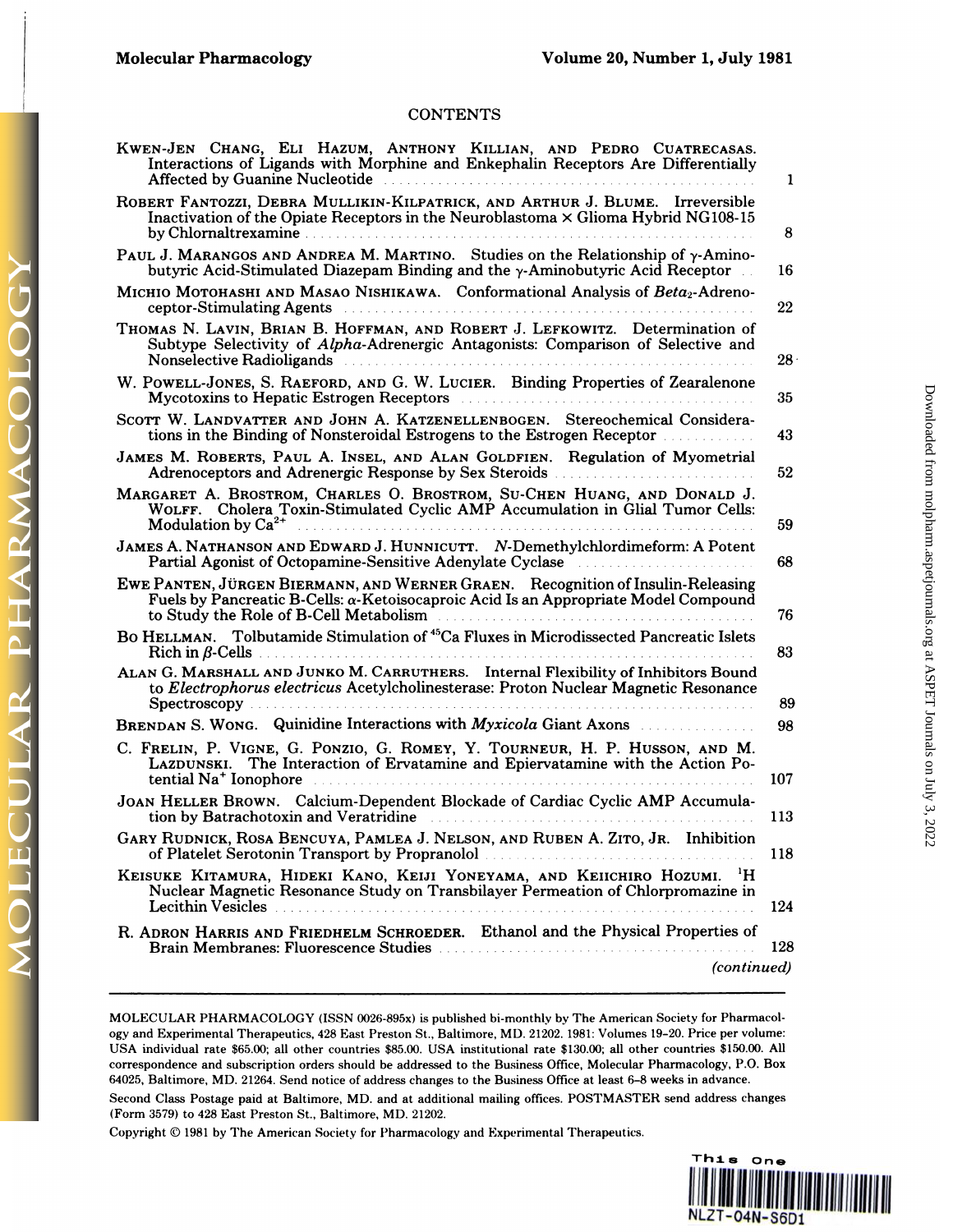# CONTENTS

Kwen-Jen Chang, Eli Hazum, Anthony Killian, and Pedro Cuatrecasas. Interactions of Ligands with Morphine and Enkephalin Receptors Are Differentially Affected by Guanine Nucleotide ........ 1

Robert Fantozzi, Debra Mullikin-Kilpatrick, and Arthur J. Blume. Irreversible Inactivation of the Opiate Receptors in the Neuroblastoma × Glioma Hybrid NG108-15 by Chlornaltrexamine ........ 8

Paul J. Marangos and Andrea M. Martino. Studies on the Relationship of γ-Aminobutyric Acid-Stimulated Diazepam Binding and the γ-Aminobutyric Acid Receptor ........ 16

Michio Motohashi and Masao Nishikawa. Conformational Analysis of *Beta*$_2$-Adrenoceptor-Stimulating Agents ........ 22

Thomas N. Lavin, Brian B. Hoffman, and Robert J. Lefkowitz. Determination of Subtype Selectivity of *Alpha*-Adrenergic Antagonists: Comparison of Selective and Nonselective Radioligands ........ 28

W. Powell-Jones, S. Raeford, and G. W. Lucier. Binding Properties of Zearalenone Mycotoxins to Hepatic Estrogen Receptors ........ 35

Scott W. Landvatter and John A. Katzenellenbogen. Stereochemical Considerations in the Binding of Nonsteroidal Estrogens to the Estrogen Receptor ........ 43

James M. Roberts, Paul A. Insel, and Alan Goldfien. Regulation of Myometrial Adrenoceptors and Adrenergic Response by Sex Steroids ........ 52

Margaret A. Brostrom, Charles O. Brostrom, Su-Chen Huang, and Donald J. Wolff. Cholera Toxin-Stimulated Cyclic AMP Accumulation in Glial Tumor Cells: Modulation by $Ca^{2+}$ ........ 59

James A. Nathanson and Edward J. Hunnicutt. *N*-Demethylchlordimeform: A Potent Partial Agonist of Octopamine-Sensitive Adenylate Cyclase ........ 68

Ewe Panten, Jürgen Biermann, and Werner Graen. Recognition of Insulin-Releasing Fuels by Pancreatic B-Cells: α-Ketoisocaproic Acid Is an Appropriate Model Compound to Study the Role of B-Cell Metabolism ........ 76

Bo Hellman. Tolbutamide Stimulation of $^{45}Ca$ Fluxes in Microdissected Pancreatic Islets Rich in β-Cells ........ 83

Alan G. Marshall and Junko M. Carruthers. Internal Flexibility of Inhibitors Bound to *Electrophorus electricus* Acetylcholinesterase: Proton Nuclear Magnetic Resonance Spectroscopy ........ 89

Brendan S. Wong. Quinidine Interactions with *Myxicola* Giant Axons ........ 98

C. Frelin, P. Vigne, G. Ponzio, G. Romey, Y. Tourneur, H. P. Husson, and M. Lazdunski. The Interaction of Ervatamine and Epiervatamine with the Action Potential $Na^{+}$ Ionophore ........ 107

Joan Heller Brown. Calcium-Dependent Blockade of Cardiac Cyclic AMP Accumulation by Batrachotoxin and Veratridine ........ 113

Gary Rudnick, Rosa Bencuya, Pamlea J. Nelson, and Ruben A. Zito, Jr. Inhibition of Platelet Serotonin Transport by Propranolol ........ 118

Keisuke Kitamura, Hideki Kano, Keiji Yoneyama, and Keiichiro Hozumi. $^{1}H$ Nuclear Magnetic Resonance Study on Transbilayer Permeation of Chlorpromazine in Lecithin Vesicles ........ 124

R. Adron Harris and Friedhelm Schroeder. Ethanol and the Physical Properties of Brain Membranes: Fluorescence Studies ........ 128

*(continued)*

---

MOLECULAR PHARMACOLOGY (ISSN 0026-895x) is published bi-monthly by The American Society for Pharmacology and Experimental Therapeutics, 428 East Preston St., Baltimore, MD. 21202. 1981: Volumes 19–20. Price per volume: USA individual rate $65.00; all other countries $85.00. USA institutional rate $130.00; all other countries $150.00. All correspondence and subscription orders should be addressed to the Business Office, Molecular Pharmacology, P.O. Box 64025, Baltimore, MD. 21264. Send notice of address changes to the Business Office at least 6–8 weeks in advance.

Second Class Postage paid at Baltimore, MD. and at additional mailing offices. POSTMASTER send address changes (Form 3579) to 428 East Preston St., Baltimore, MD. 21202.

Copyright © 1981 by The American Society for Pharmacology and Experimental Therapeutics.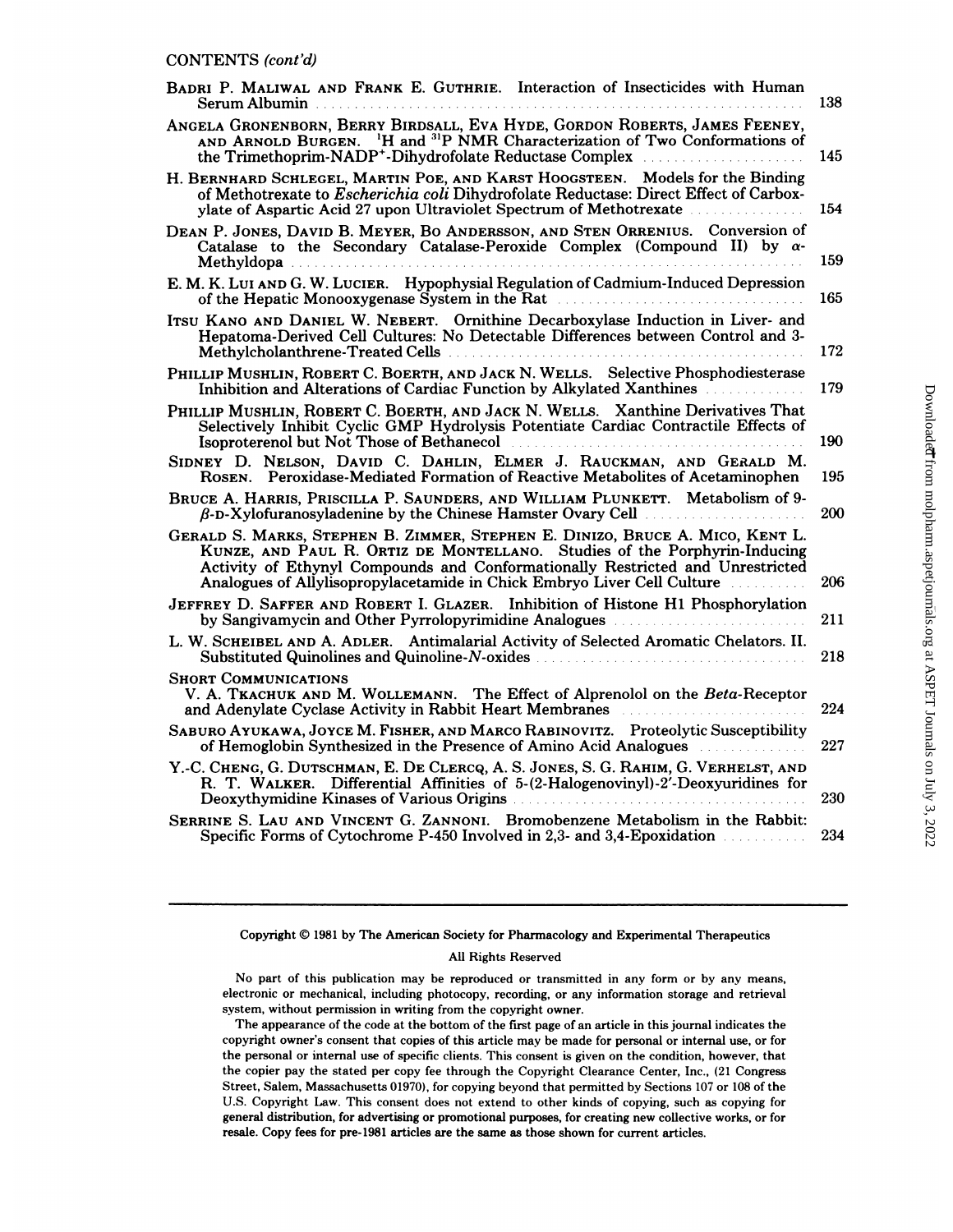CONTENTS *(cont'd)*

BADRI P. MALIWAL AND FRANK E. GUTHRIE. Interaction of Insecticides with Human Serum Albumin ........ 138

ANGELA GRONENBORN, BERRY BIRDSALL, EVA HYDE, GORDON ROBERTS, JAMES FEENEY, AND ARNOLD BURGEN. $^{1}H$ and $^{31}P$ NMR Characterization of Two Conformations of the Trimethoprim-$NADP^{+}$-Dihydrofolate Reductase Complex ........ 145

H. BERNHARD SCHLEGEL, MARTIN POE, AND KARST HOOGSTEEN. Models for the Binding of Methotrexate to *Escherichia coli* Dihydrofolate Reductase: Direct Effect of Carboxylate of Aspartic Acid 27 upon Ultraviolet Spectrum of Methotrexate ........ 154

DEAN P. JONES, DAVID B. MEYER, BO ANDERSSON, AND STEN ORRENIUS. Conversion of Catalase to the Secondary Catalase-Peroxide Complex (Compound II) by α-Methyldopa ........ 159

E. M. K. LUI AND G. W. LUCIER. Hypophysial Regulation of Cadmium-Induced Depression of the Hepatic Monooxygenase System in the Rat ........ 165

ITSU KANO AND DANIEL W. NEBERT. Ornithine Decarboxylase Induction in Liver- and Hepatoma-Derived Cell Cultures: No Detectable Differences between Control and 3-Methylcholanthrene-Treated Cells ........ 172

PHILLIP MUSHLIN, ROBERT C. BOERTH, AND JACK N. WELLS. Selective Phosphodiesterase Inhibition and Alterations of Cardiac Function by Alkylated Xanthines ........ 179

PHILLIP MUSHLIN, ROBERT C. BOERTH, AND JACK N. WELLS. Xanthine Derivatives That Selectively Inhibit Cyclic GMP Hydrolysis Potentiate Cardiac Contractile Effects of Isoproterenol but Not Those of Bethanecol ........ 190

SIDNEY D. NELSON, DAVID C. DAHLIN, ELMER J. RAUCKMAN, AND GERALD M. ROSEN. Peroxidase-Mediated Formation of Reactive Metabolites of Acetaminophen ........ 195

BRUCE A. HARRIS, PRISCILLA P. SAUNDERS, AND WILLIAM PLUNKETT. Metabolism of 9-β-D-Xylofuranosyladenine by the Chinese Hamster Ovary Cell ........ 200

GERALD S. MARKS, STEPHEN B. ZIMMER, STEPHEN E. DINIZO, BRUCE A. MICO, KENT L. KUNZE, AND PAUL R. ORTIZ DE MONTELLANO. Studies of the Porphyrin-Inducing Activity of Ethynyl Compounds and Conformationally Restricted and Unrestricted Analogues of Allylisopropylacetamide in Chick Embryo Liver Cell Culture ........ 206

JEFFREY D. SAFFER AND ROBERT I. GLAZER. Inhibition of Histone H1 Phosphorylation by Sangivamycin and Other Pyrrolopyrimidine Analogues ........ 211

L. W. SCHEIBEL AND A. ADLER. Antimalarial Activity of Selected Aromatic Chelators. II. Substituted Quinolines and Quinoline-*N*-oxides ........ 218

SHORT COMMUNICATIONS

V. A. TKACHUK AND M. WOLLEMANN. The Effect of Alprenolol on the *Beta*-Receptor and Adenylate Cyclase Activity in Rabbit Heart Membranes ........ 224

SABURO AYUKAWA, JOYCE M. FISHER, AND MARCO RABINOVITZ. Proteolytic Susceptibility of Hemoglobin Synthesized in the Presence of Amino Acid Analogues ........ 227

Y.-C. CHENG, G. DUTSCHMAN, E. DE CLERCQ, A. S. JONES, S. G. RAHIM, G. VERHELST, AND R. T. WALKER. Differential Affinities of 5-(2-Halogenovinyl)-2′-Deoxyuridines for Deoxythymidine Kinases of Various Origins ........ 230

SERRINE S. LAU AND VINCENT G. ZANNONI. Bromobenzene Metabolism in the Rabbit: Specific Forms of Cytochrome P-450 Involved in 2,3- and 3,4-Epoxidation ........ 234

---

Copyright © 1981 by The American Society for Pharmacology and Experimental Therapeutics

All Rights Reserved

No part of this publication may be reproduced or transmitted in any form or by any means, electronic or mechanical, including photocopy, recording, or any information storage and retrieval system, without permission in writing from the copyright owner.

The appearance of the code at the bottom of the first page of an article in this journal indicates the copyright owner's consent that copies of this article may be made for personal or internal use, or for the personal or internal use of specific clients. This consent is given on the condition, however, that the copier pay the stated per copy fee through the Copyright Clearance Center, Inc., (21 Congress Street, Salem, Massachusetts 01970), for copying beyond that permitted by Sections 107 or 108 of the U.S. Copyright Law. This consent does not extend to other kinds of copying, such as copying for general distribution, for advertising or promotional purposes, for creating new collective works, or for resale. Copy fees for pre-1981 articles are the same as those shown for current articles.